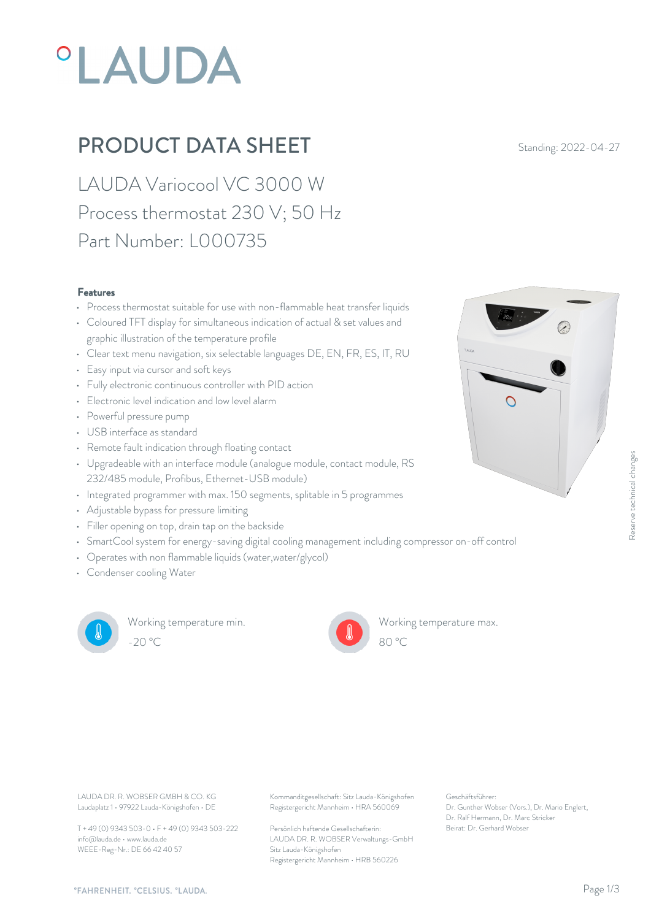# °LAUDA

## PRODUCT DATA SHEET

Standing: 2022-04-27

LAUDA Variocool VC 3000 W
Process thermostat 230 V; 50 Hz
Part Number: L000735

### Features

- Process thermostat suitable for use with non-flammable heat transfer liquids
- Coloured TFT display for simultaneous indication of actual & set values and graphic illustration of the temperature profile
- Clear text menu navigation, six selectable languages DE, EN, FR, ES, IT, RU
- Easy input via cursor and soft keys
- Fully electronic continuous controller with PID action
- Electronic level indication and low level alarm
- Powerful pressure pump
- USB interface as standard
- Remote fault indication through floating contact
- Upgradeable with an interface module (analogue module, contact module, RS 232/485 module, Profibus, Ethernet-USB module)
- Integrated programmer with max. 150 segments, splitable in 5 programmes
- Adjustable bypass for pressure limiting
- Filler opening on top, drain tap on the backside
- SmartCool system for energy-saving digital cooling management including compressor on-off control
- Operates with non flammable liquids (water,water/glycol)
- Condenser cooling Water

Working temperature min.
-20 °C

Working temperature max.
80 °C

Reserve technical changes

LAUDA DR. R. WOBSER GMBH & CO. KG
Laudaplatz 1 • 97922 Lauda-Königshofen • DE

T + 49 (0) 9343 503-0 • F + 49 (0) 9343 503-222
info@lauda.de • www.lauda.de
WEEE-Reg-Nr.: DE 66 42 40 57

Kommanditgesellschaft: Sitz Lauda-Königshofen
Registergericht Mannheim • HRA 560069

Persönlich haftende Gesellschafterin:
LAUDA DR. R. WOBSER Verwaltungs-GmbH
Sitz Lauda-Königshofen
Registergericht Mannheim • HRB 560226

Geschäftsführer:
Dr. Gunther Wobser (Vors.), Dr. Mario Englert, Dr. Ralf Hermann, Dr. Marc Stricker
Beirat: Dr. Gerhard Wobser

°FAHRENHEIT. °CELSIUS. °LAUDA.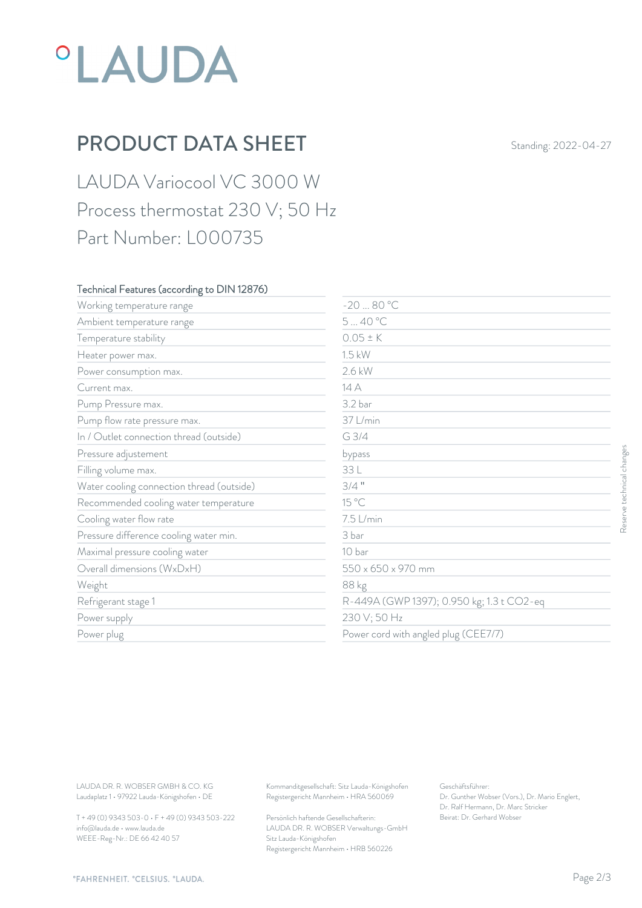°LAUDA

# PRODUCT DATA SHEET

Standing: 2022-04-27

## LAUDA Variocool VC 3000 W
## Process thermostat 230 V; 50 Hz
## Part Number: L000735

| Technical Features (according to DIN 12876) | |
|---|---|
| Working temperature range | -20 ... 80 °C |
| Ambient temperature range | 5 ... 40 °C |
| Temperature stability | 0.05 ± K |
| Heater power max. | 1.5 kW |
| Power consumption max. | 2.6 kW |
| Current max. | 14 A |
| Pump Pressure max. | 3.2 bar |
| Pump flow rate pressure max. | 37 L/min |
| In / Outlet connection thread (outside) | G 3/4 |
| Pressure adjustement | bypass |
| Filling volume max. | 33 L |
| Water cooling connection thread (outside) | 3/4 " |
| Recommended cooling water temperature | 15 °C |
| Cooling water flow rate | 7.5 L/min |
| Pressure difference cooling water min. | 3 bar |
| Maximal pressure cooling water | 10 bar |
| Overall dimensions (WxDxH) | 550 x 650 x 970 mm |
| Weight | 88 kg |
| Refrigerant stage 1 | R-449A (GWP 1397); 0.950 kg; 1.3 t CO2-eq |
| Power supply | 230 V; 50 Hz |
| Power plug | Power cord with angled plug (CEE7/7) |

Reserve technical changes

LAUDA DR. R. WOBSER GMBH & CO. KG
Laudaplatz 1 • 97922 Lauda-Königshofen • DE

T + 49 (0) 9343 503-0 • F + 49 (0) 9343 503-222
info@lauda.de • www.lauda.de
WEEE-Reg-Nr.: DE 66 42 40 57

Kommanditgesellschaft: Sitz Lauda-Königshofen
Registergericht Mannheim • HRA 560069

Persönlich haftende Gesellschafterin:
LAUDA DR. R. WOBSER Verwaltungs-GmbH
Sitz Lauda-Königshofen
Registergericht Mannheim • HRB 560226

Geschäftsführer:
Dr. Gunther Wobser (Vors.), Dr. Mario Englert,
Dr. Ralf Hermann, Dr. Marc Stricker
Beirat: Dr. Gerhard Wobser

°FAHRENHEIT. °CELSIUS. °LAUDA.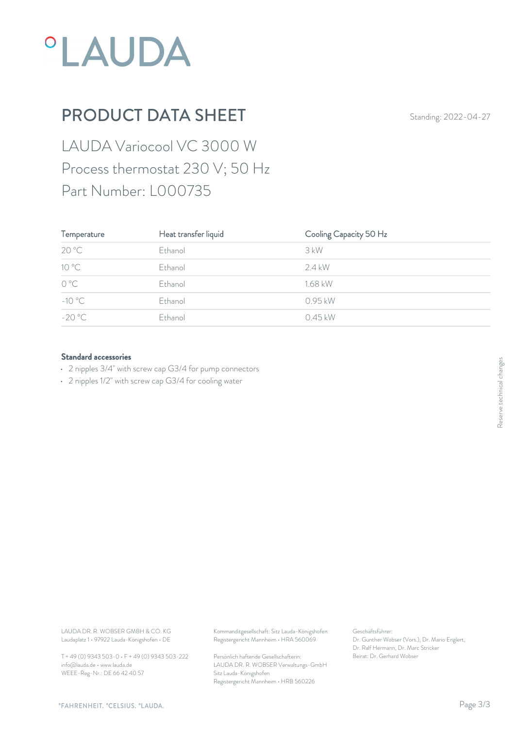# PRODUCT DATA SHEET

Standing: 2022-04-27

## LAUDA Variocool VC 3000 W
## Process thermostat 230 V; 50 Hz
## Part Number: L000735

| Temperature | Heat transfer liquid | Cooling Capacity 50 Hz |
|---|---|---|
| 20 °C | Ethanol | 3 kW |
| 10 °C | Ethanol | 2.4 kW |
| 0 °C | Ethanol | 1.68 kW |
| -10 °C | Ethanol | 0.95 kW |
| -20 °C | Ethanol | 0.45 kW |

**Standard accessories**

- 2 nipples 3/4" with screw cap G3/4 for pump connectors
- 2 nipples 1/2" with screw cap G3/4 for cooling water

Reserve technical changes

LAUDA DR. R. WOBSER GMBH & CO. KG
Laudaplatz 1 • 97922 Lauda-Königshofen • DE

T + 49 (0) 9343 503-0 • F + 49 (0) 9343 503-222
info@lauda.de • www.lauda.de
WEEE-Reg-Nr.: DE 66 42 40 57

Kommanditgesellschaft: Sitz Lauda-Königshofen
Registergericht Mannheim • HRA 560069

Persönlich haftende Gesellschafterin:
LAUDA DR. R. WOBSER Verwaltungs-GmbH
Sitz Lauda-Königshofen
Registergericht Mannheim • HRB 560226

Geschäftsführer:
Dr. Gunther Wobser (Vors.), Dr. Mario Englert,
Dr. Ralf Hermann, Dr. Marc Stricker
Beirat: Dr. Gerhard Wobser

°FAHRENHEIT. °CELSIUS. °LAUDA.